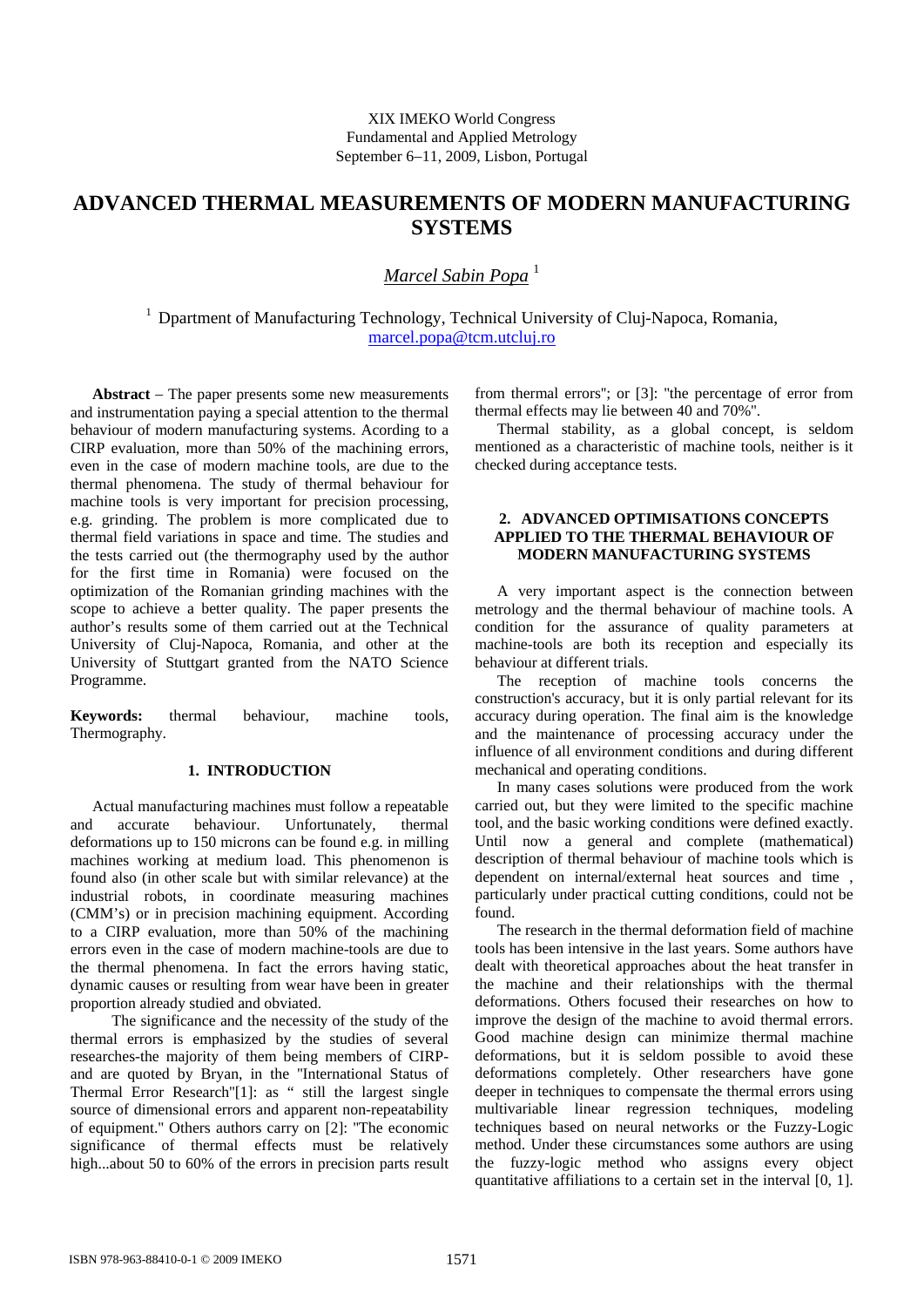XIX IMEKO World Congress
Fundamental and Applied Metrology
September 6–11, 2009, Lisbon, Portugal

# ADVANCED THERMAL MEASUREMENTS OF MODERN MANUFACTURING SYSTEMS

*Marcel Sabin Popa* [1]

[1] Dpartment of Manufacturing Technology, Technical University of Cluj-Napoca, Romania, marcel.popa@tcm.utcluj.ro

**Abstract** – The paper presents some new measurements and instrumentation paying a special attention to the thermal behaviour of modern manufacturing systems. Acording to a CIRP evaluation, more than 50% of the machining errors, even in the case of modern machine tools, are due to the thermal phenomena. The study of thermal behaviour for machine tools is very important for precision processing, e.g. grinding. The problem is more complicated due to thermal field variations in space and time. The studies and the tests carried out (the thermography used by the author for the first time in Romania) were focused on the optimization of the Romanian grinding machines with the scope to achieve a better quality. The paper presents the author's results some of them carried out at the Technical University of Cluj-Napoca, Romania, and other at the University of Stuttgart granted from the NATO Science Programme.

**Keywords:** thermal behaviour, machine tools, Thermography.

## 1. INTRODUCTION

Actual manufacturing machines must follow a repeatable and accurate behaviour. Unfortunately, thermal deformations up to 150 microns can be found e.g. in milling machines working at medium load. This phenomenon is found also (in other scale but with similar relevance) at the industrial robots, in coordinate measuring machines (CMM's) or in precision machining equipment. According to a CIRP evaluation, more than 50% of the machining errors even in the case of modern machine-tools are due to the thermal phenomena. In fact the errors having static, dynamic causes or resulting from wear have been in greater proportion already studied and obviated.

The significance and the necessity of the study of the thermal errors is emphasized by the studies of several researches-the majority of them being members of CIRP- and are quoted by Bryan, in the "International Status of Thermal Error Research"[1]: as " still the largest single source of dimensional errors and apparent non-repeatability of equipment." Others authors carry on [2]: "The economic significance of thermal effects must be relatively high...about 50 to 60% of the errors in precision parts result from thermal errors"; or [3]: "the percentage of error from thermal effects may lie between 40 and 70%".

Thermal stability, as a global concept, is seldom mentioned as a characteristic of machine tools, neither is it checked during acceptance tests.

## 2. ADVANCED OPTIMISATIONS CONCEPTS APPLIED TO THE THERMAL BEHAVIOUR OF MODERN MANUFACTURING SYSTEMS

A very important aspect is the connection between metrology and the thermal behaviour of machine tools. A condition for the assurance of quality parameters at machine-tools are both its reception and especially its behaviour at different trials.

The reception of machine tools concerns the construction's accuracy, but it is only partial relevant for its accuracy during operation. The final aim is the knowledge and the maintenance of processing accuracy under the influence of all environment conditions and during different mechanical and operating conditions.

In many cases solutions were produced from the work carried out, but they were limited to the specific machine tool, and the basic working conditions were defined exactly. Until now a general and complete (mathematical) description of thermal behaviour of machine tools which is dependent on internal/external heat sources and time , particularly under practical cutting conditions, could not be found.

The research in the thermal deformation field of machine tools has been intensive in the last years. Some authors have dealt with theoretical approaches about the heat transfer in the machine and their relationships with the thermal deformations. Others focused their researches on how to improve the design of the machine to avoid thermal errors. Good machine design can minimize thermal machine deformations, but it is seldom possible to avoid these deformations completely. Other researchers have gone deeper in techniques to compensate the thermal errors using multivariable linear regression techniques, modeling techniques based on neural networks or the Fuzzy-Logic method. Under these circumstances some authors are using the fuzzy-logic method who assigns every object quantitative affiliations to a certain set in the interval [0, 1].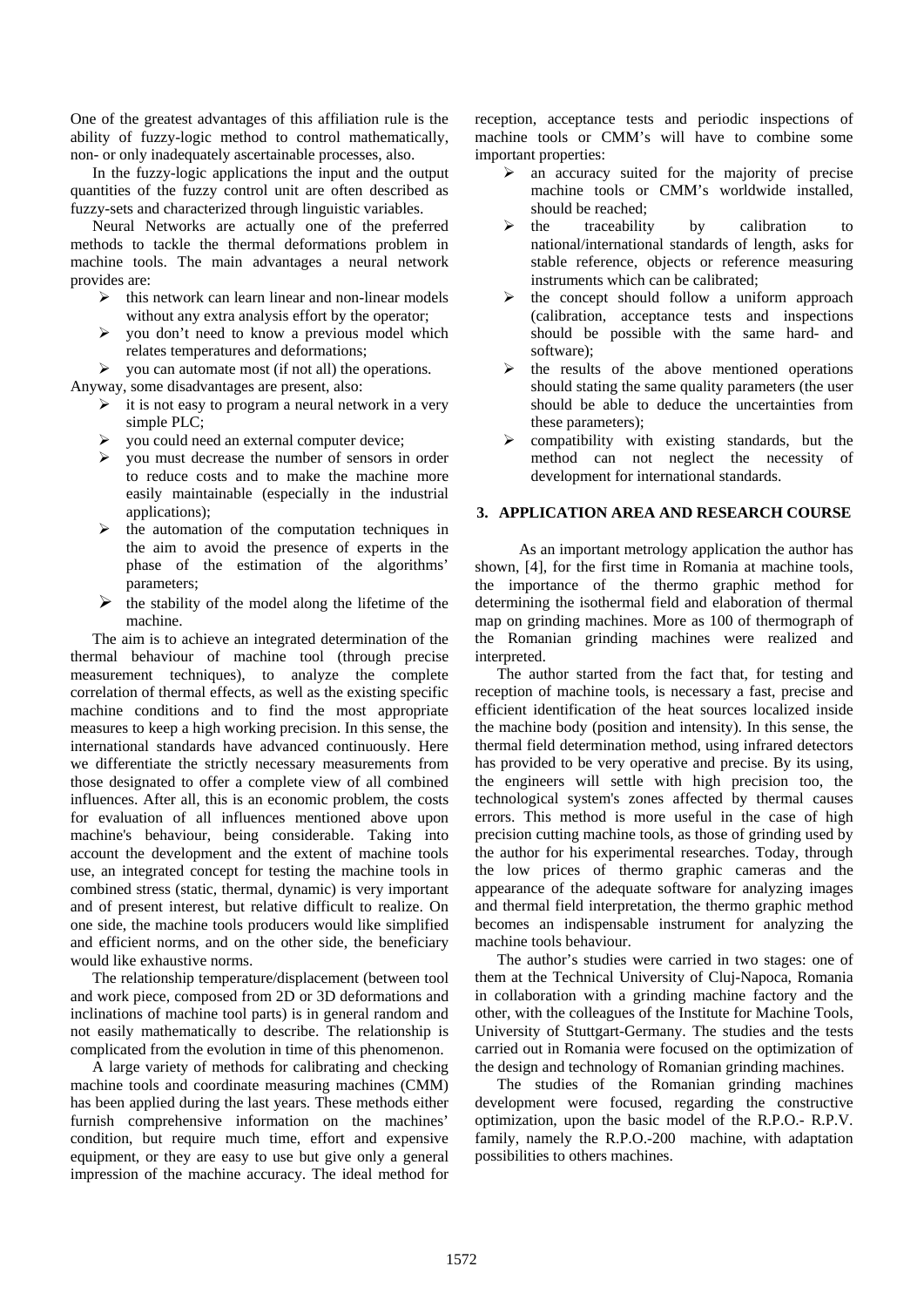One of the greatest advantages of this affiliation rule is the ability of fuzzy-logic method to control mathematically, non- or only inadequately ascertainable processes, also.

In the fuzzy-logic applications the input and the output quantities of the fuzzy control unit are often described as fuzzy-sets and characterized through linguistic variables.

Neural Networks are actually one of the preferred methods to tackle the thermal deformations problem in machine tools. The main advantages a neural network provides are:

- this network can learn linear and non-linear models without any extra analysis effort by the operator;
- you don't need to know a previous model which relates temperatures and deformations;
- you can automate most (if not all) the operations.

Anyway, some disadvantages are present, also:

- it is not easy to program a neural network in a very simple PLC;
- you could need an external computer device;
- you must decrease the number of sensors in order to reduce costs and to make the machine more easily maintainable (especially in the industrial applications);
- the automation of the computation techniques in the aim to avoid the presence of experts in the phase of the estimation of the algorithms' parameters;
- the stability of the model along the lifetime of the machine.

The aim is to achieve an integrated determination of the thermal behaviour of machine tool (through precise measurement techniques), to analyze the complete correlation of thermal effects, as well as the existing specific machine conditions and to find the most appropriate measures to keep a high working precision. In this sense, the international standards have advanced continuously. Here we differentiate the strictly necessary measurements from those designated to offer a complete view of all combined influences. After all, this is an economic problem, the costs for evaluation of all influences mentioned above upon machine's behaviour, being considerable. Taking into account the development and the extent of machine tools use, an integrated concept for testing the machine tools in combined stress (static, thermal, dynamic) is very important and of present interest, but relative difficult to realize. On one side, the machine tools producers would like simplified and efficient norms, and on the other side, the beneficiary would like exhaustive norms.

The relationship temperature/displacement (between tool and work piece, composed from 2D or 3D deformations and inclinations of machine tool parts) is in general random and not easily mathematically to describe. The relationship is complicated from the evolution in time of this phenomenon.

A large variety of methods for calibrating and checking machine tools and coordinate measuring machines (CMM) has been applied during the last years. These methods either furnish comprehensive information on the machines' condition, but require much time, effort and expensive equipment, or they are easy to use but give only a general impression of the machine accuracy. The ideal method for reception, acceptance tests and periodic inspections of machine tools or CMM's will have to combine some important properties:

- an accuracy suited for the majority of precise machine tools or CMM's worldwide installed, should be reached;
- the traceability by calibration to national/international standards of length, asks for stable reference, objects or reference measuring instruments which can be calibrated;
- the concept should follow a uniform approach (calibration, acceptance tests and inspections should be possible with the same hard- and software);
- the results of the above mentioned operations should stating the same quality parameters (the user should be able to deduce the uncertainties from these parameters);
- compatibility with existing standards, but the method can not neglect the necessity of development for international standards.

## 3. APPLICATION AREA AND RESEARCH COURSE

As an important metrology application the author has shown, [4], for the first time in Romania at machine tools, the importance of the thermo graphic method for determining the isothermal field and elaboration of thermal map on grinding machines. More as 100 of thermograph of the Romanian grinding machines were realized and interpreted.

The author started from the fact that, for testing and reception of machine tools, is necessary a fast, precise and efficient identification of the heat sources localized inside the machine body (position and intensity). In this sense, the thermal field determination method, using infrared detectors has provided to be very operative and precise. By its using, the engineers will settle with high precision too, the technological system's zones affected by thermal causes errors. This method is more useful in the case of high precision cutting machine tools, as those of grinding used by the author for his experimental researches. Today, through the low prices of thermo graphic cameras and the appearance of the adequate software for analyzing images and thermal field interpretation, the thermo graphic method becomes an indispensable instrument for analyzing the machine tools behaviour.

The author's studies were carried in two stages: one of them at the Technical University of Cluj-Napoca, Romania in collaboration with a grinding machine factory and the other, with the colleagues of the Institute for Machine Tools, University of Stuttgart-Germany. The studies and the tests carried out in Romania were focused on the optimization of the design and technology of Romanian grinding machines.

The studies of the Romanian grinding machines development were focused, regarding the constructive optimization, upon the basic model of the R.P.O.- R.P.V. family, namely the R.P.O.-200 machine, with adaptation possibilities to others machines.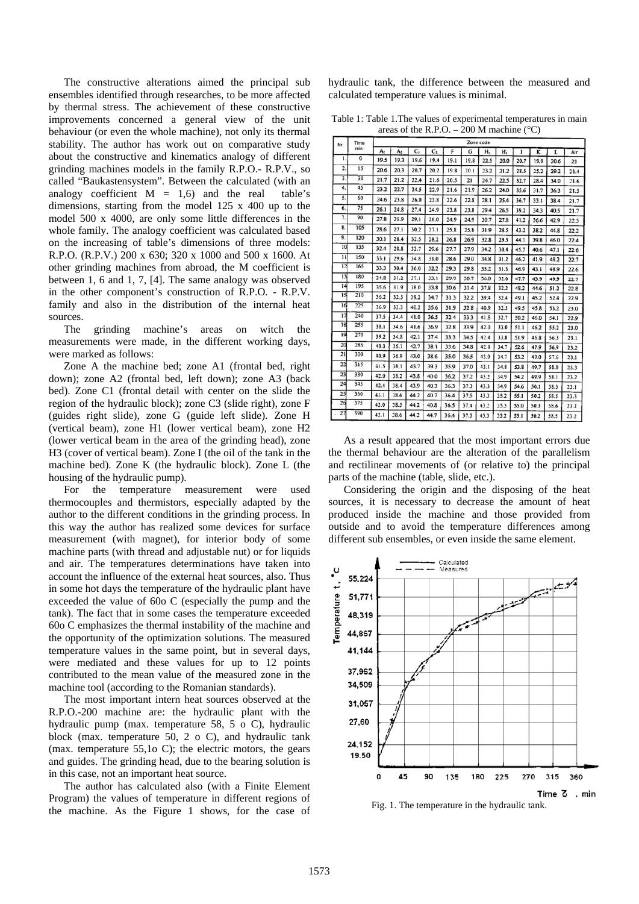The constructive alterations aimed the principal sub ensembles identified through researches, to be more affected by thermal stress. The achievement of these constructive improvements concerned a general view of the unit behaviour (or even the whole machine), not only its thermal stability. The author has work out on comparative study about the constructive and kinematics analogy of different grinding machines models in the family R.P.O.- R.P.V., so called "Baukastensystem". Between the calculated (with an analogy coefficient M = 1,6) and the real table's dimensions, starting from the model 125 x 400 up to the model 500 x 4000, are only some little differences in the whole family. The analogy coefficient was calculated based on the increasing of table's dimensions of three models: R.P.O. (R.P.V.) 200 x 630; 320 x 1000 and 500 x 1600. At other grinding machines from abroad, the M coefficient is between 1, 6 and 1, 7, [4]. The same analogy was observed in the other component's construction of R.P.O. - R.P.V. family and also in the distribution of the internal heat sources.

The grinding machine's areas on witch the measurements were made, in the different working days, were marked as follows:

Zone A the machine bed; zone A1 (frontal bed, right down); zone A2 (frontal bed, left down); zone A3 (back bed). Zone C1 (frontal detail with center on the slide the region of the hydraulic block); zone C3 (slide right), zone F (guides right slide), zone G (guide left slide). Zone H (vertical beam), zone H1 (lower vertical beam), zone H2 (lower vertical beam in the area of the grinding head), zone H3 (cover of vertical beam). Zone I (the oil of the tank in the machine bed). Zone K (the hydraulic block). Zone L (the housing of the hydraulic pump).

For the temperature measurement were used thermocouples and thermistors, especially adapted by the author to the different conditions in the grinding process. In this way the author has realized some devices for surface measurement (with magnet), for interior body of some machine parts (with thread and adjustable nut) or for liquids and air. The temperatures determinations have taken into account the influence of the external heat sources, also. Thus in some hot days the temperature of the hydraulic plant have exceeded the value of 60o C (especially the pump and the tank). The fact that in some cases the temperature exceeded 60o C emphasizes the thermal instability of the machine and the opportunity of the optimization solutions. The measured temperature values in the same point, but in several days, were mediated and these values for up to 12 points contributed to the mean value of the measured zone in the machine tool (according to the Romanian standards).

The most important intern heat sources observed at the R.P.O.-200 machine are: the hydraulic plant with the hydraulic pump (max. temperature 58, 5 o C), hydraulic block (max. temperature 50, 2 o C), and hydraulic tank (max. temperature 55,1o C); the electric motors, the gears and guides. The grinding head, due to the bearing solution is in this case, not an important heat source.

The author has calculated also (with a Finite Element Program) the values of temperature in different regions of the machine. As the Figure 1 shows, for the case of hydraulic tank, the difference between the measured and calculated temperature values is minimal.

Table 1: Table 1.The values of experimental temperatures in main areas of the R.P.O. – 200 M machine (°C)

| Nr. | Time min. | Zone code | | | | | | | | | | | |
|---|---|---|---|---|---|---|---|---|---|---|---|---|---|
| | | $A_1$ | $A_2$ | $C_1$ | $C_3$ | F | G | $H_1$ | $H_3$ | I | K | L | Air |
| 1. | 0 | 19.5 | 19.3 | 19.6 | 19.4 | 19.1 | 19.8 | 22.5 | 20.0 | 20.7 | 19.9 | 20.6 | 21 |
| 2. | 15 | 20.6 | 20.3 | 20.7 | 20.2 | 19.8 | 20.1 | 23.2 | 21.2 | 28.5 | 25.2 | 29.2 | 21.4 |
| 3. | 30 | 21.7 | 21.2 | 22.4 | 21.6 | 20.5 | 21 | 24.7 | 22.5 | 32.7 | 28.4 | 34.0 | 21.6 |
| 4. | 45 | 23.2 | 22.7 | 24.5 | 22.9 | 21.6 | 21.9 | 26.2 | 24.0 | 35.6 | 31.7 | 36.3 | 21.5 |
| 5. | 60 | 24.6 | 23.8 | 26.0 | 23.8 | 22.6 | 22.8 | 28.1 | 25.4 | 36.7 | 33.1 | 38.4 | 21.7 |
| 6. | 75 | 26.1 | 24.8 | 27.4 | 24.9 | 23.8 | 23.8 | 29.4 | 26.5 | 39.2 | 34.3 | 40.5 | 21.7 |
| 7. | 90 | 27.8 | 25.9 | 29.1 | 26.0 | 24.9 | 24.9 | 30.7 | 27.8 | 41.2 | 36.6 | 42.9 | 22.3 |
| 8. | 105 | 28.6 | 27.1 | 30.2 | 27.1 | 25.8 | 25.8 | 31.9 | 28.5 | 43.2 | 38.2 | 44.8 | 22.2 |
| 9. | 120 | 30.1 | 28.4 | 32.5 | 28.2 | 26.8 | 26.9 | 32.8 | 29.5 | 44.1 | 39.8 | 46.0 | 22.4 |
| 10 | 135 | 32.4 | 28.8 | 33.7 | 29.6 | 27.7 | 27.9 | 34.2 | 30.4 | 45.7 | 40.6 | 47.1 | 22.6 |
| 11 | 150 | 33.1 | 29.6 | 34.8 | 31.0 | 28.6 | 29.0 | 34.8 | 31.2 | 46.2 | 41.9 | 48.2 | 22.7 |
| 12 | 165 | 33.3 | 30.4 | 36.0 | 32.2 | 29.3 | 29.8 | 35.2 | 31.3 | 46.9 | 43.1 | 48.9 | 22.6 |
| 13 | 180 | 34.8 | 31.2 | 37.1 | 33.1 | 29.9 | 30.7 | 36.0 | 32.0 | 47.7 | 43.9 | 49.9 | 22.7 |
| 14 | 195 | 35.6 | 31.9 | 38.0 | 33.8 | 30.6 | 31.4 | 37.8 | 32.2 | 48.2 | 44.6 | 51.2 | 22.8 |
| 15 | 210 | 36.2 | 32.5 | 39.2 | 34.7 | 31.3 | 32.2 | 39.4 | 32.4 | 49.1 | 45.2 | 52.4 | 22.9 |
| 16 | 225 | 36.9 | 33.3 | 40.2 | 35.6 | 31.9 | 32.8 | 40.9 | 32.5 | 49.5 | 45.8 | 53.2 | 23.0 |
| 17 | 240 | 37.5 | 34.4 | 41.0 | 36.5 | 32.4 | 33.3 | 41.8 | 32.7 | 50.2 | 46.0 | 54.1 | 22.9 |
| 18 | 255 | 38.1 | 34.6 | 41.6 | 36.9 | 32.8 | 33.9 | 42.0 | 33.0 | 51.1 | 46.2 | 55.2 | 23.0 |
| 19 | 270 | 39.2 | 34.8 | 42.1 | 37.4 | 33.3 | 34.5 | 42.4 | 33.8 | 51.9 | 46.8 | 56.3 | 23.1 |
| 20 | 285 | 40.3 | 35.1 | 42.7 | 38.1 | 33.6 | 34.8 | 42.8 | 34.7 | 52.6 | 47.9 | 56.9 | 23.2 |
| 21 | 300 | 40.9 | 36.9 | 43.0 | 38.6 | 35.0 | 36.5 | 43.0 | 34.7 | 53.2 | 49.0 | 57.6 | 23.1 |
| 22 | 315 | 41.5 | 38.1 | 43.7 | 39.3 | 35.9 | 37.0 | 43.1 | 34.8 | 53.8 | 49.7 | 58.0 | 23.3 |
| 23 | 330 | 42.0 | 38.2 | 43.8 | 40.0 | 36.2 | 37.2 | 43.2 | 34.9 | 54.2 | 49.9 | 58.1 | 23.2 |
| 24 | 345 | 42.4 | 38.4 | 43.9 | 40.3 | 36.3 | 37.3 | 43.3 | 34.9 | 54.6 | 50.1 | 58.3 | 23.1 |
| 25 | 360 | 43.1 | 38.6 | 44.2 | 40.7 | 36.4 | 37.5 | 43.3 | 35.2 | 55.1 | 50.2 | 58.5 | 23.3 |
| 26 | 375 | 43.0 | 38.5 | 44.2 | 40.8 | 36.5 | 37.4 | 43.2 | 35.3 | 55.0 | 50.3 | 58.6 | 23.2 |
| 27 | 390 | 43.1 | 38.6 | 44.2 | 44.7 | 36.4 | 37.5 | 43.3 | 35.2 | 55.1 | 50.2 | 58.5 | 23.2 |

As a result appeared that the most important errors due the thermal behaviour are the alteration of the parallelism and rectilinear movements of (or relative to) the principal parts of the machine (table, slide, etc.).

Considering the origin and the disposing of the heat sources, it is necessary to decrease the amount of heat produced inside the machine and those provided from outside and to avoid the temperature differences among different sub ensembles, or even inside the same element.

Fig. 1. The temperature in the hydraulic tank.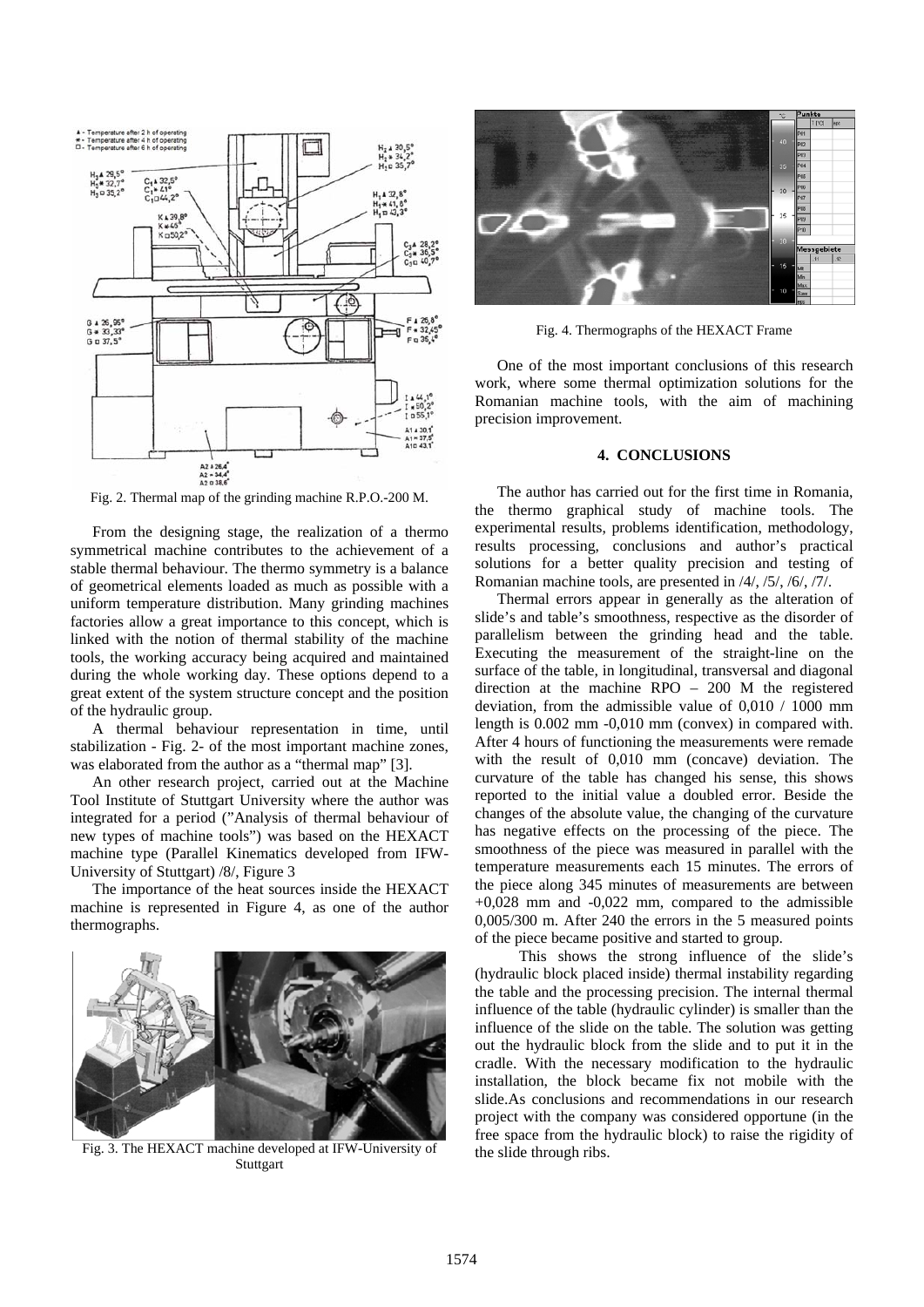Fig. 2. Thermal map of the grinding machine R.P.O.-200 M.

From the designing stage, the realization of a thermo symmetrical machine contributes to the achievement of a stable thermal behaviour. The thermo symmetry is a balance of geometrical elements loaded as much as possible with a uniform temperature distribution. Many grinding machines factories allow a great importance to this concept, which is linked with the notion of thermal stability of the machine tools, the working accuracy being acquired and maintained during the whole working day. These options depend to a great extent of the system structure concept and the position of the hydraulic group.

A thermal behaviour representation in time, until stabilization - Fig. 2- of the most important machine zones, was elaborated from the author as a "thermal map" [3].

An other research project, carried out at the Machine Tool Institute of Stuttgart University where the author was integrated for a period ("Analysis of thermal behaviour of new types of machine tools") was based on the HEXACT machine type (Parallel Kinematics developed from IFW-University of Stuttgart) /8/, Figure 3

The importance of the heat sources inside the HEXACT machine is represented in Figure 4, as one of the author thermographs.

Fig. 3. The HEXACT machine developed at IFW-University of Stuttgart

Fig. 4. Thermographs of the HEXACT Frame

One of the most important conclusions of this research work, where some thermal optimization solutions for the Romanian machine tools, with the aim of machining precision improvement.

## 4. CONCLUSIONS

The author has carried out for the first time in Romania, the thermo graphical study of machine tools. The experimental results, problems identification, methodology, results processing, conclusions and author's practical solutions for a better quality precision and testing of Romanian machine tools, are presented in /4/, /5/, /6/, /7/.

Thermal errors appear in generally as the alteration of slide's and table's smoothness, respective as the disorder of parallelism between the grinding head and the table. Executing the measurement of the straight-line on the surface of the table, in longitudinal, transversal and diagonal direction at the machine RPO – 200 M the registered deviation, from the admissible value of 0,010 / 1000 mm length is 0.002 mm -0,010 mm (convex) in compared with. After 4 hours of functioning the measurements were remade with the result of 0,010 mm (concave) deviation. The curvature of the table has changed his sense, this shows reported to the initial value a doubled error. Beside the changes of the absolute value, the changing of the curvature has negative effects on the processing of the piece. The smoothness of the piece was measured in parallel with the temperature measurements each 15 minutes. The errors of the piece along 345 minutes of measurements are between +0,028 mm and -0,022 mm, compared to the admissible 0,005/300 m. After 240 the errors in the 5 measured points of the piece became positive and started to group.

This shows the strong influence of the slide's (hydraulic block placed inside) thermal instability regarding the table and the processing precision. The internal thermal influence of the table (hydraulic cylinder) is smaller than the influence of the slide on the table. The solution was getting out the hydraulic block from the slide and to put it in the cradle. With the necessary modification to the hydraulic installation, the block became fix not mobile with the slide.As conclusions and recommendations in our research project with the company was considered opportune (in the free space from the hydraulic block) to raise the rigidity of the slide through ribs.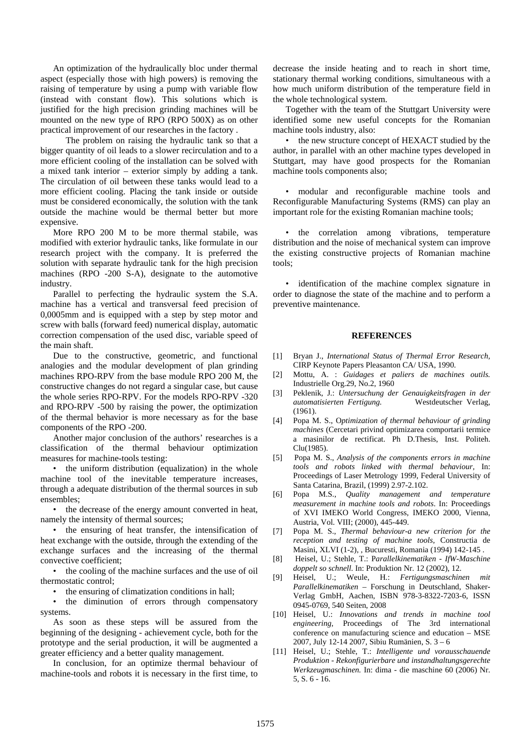An optimization of the hydraulically bloc under thermal aspect (especially those with high powers) is removing the raising of temperature by using a pump with variable flow (instead with constant flow). This solutions which is justified for the high precision grinding machines will be mounted on the new type of RPO (RPO 500X) as on other practical improvement of our researches in the factory .

The problem on raising the hydraulic tank so that a bigger quantity of oil leads to a slower recirculation and to a more efficient cooling of the installation can be solved with a mixed tank interior – exterior simply by adding a tank. The circulation of oil between these tanks would lead to a more efficient cooling. Placing the tank inside or outside must be considered economically, the solution with the tank outside the machine would be thermal better but more expensive.

More RPO 200 M to be more thermal stabile, was modified with exterior hydraulic tanks, like formulate in our research project with the company. It is preferred the solution with separate hydraulic tank for the high precision machines (RPO -200 S-A), designate to the automotive industry.

Parallel to perfecting the hydraulic system the S.A. machine has a vertical and transversal feed precision of 0,0005mm and is equipped with a step by step motor and screw with balls (forward feed) numerical display, automatic correction compensation of the used disc, variable speed of the main shaft.

Due to the constructive, geometric, and functional analogies and the modular development of plan grinding machines RPO-RPV from the base module RPO 200 M, the constructive changes do not regard a singular case, but cause the whole series RPO-RPV. For the models RPO-RPV -320 and RPO-RPV -500 by raising the power, the optimization of the thermal behavior is more necessary as for the base components of the RPO -200.

Another major conclusion of the authors' researches is a classification of the thermal behaviour optimization measures for machine-tools testing:

- the uniform distribution (equalization) in the whole machine tool of the inevitable temperature increases, through a adequate distribution of the thermal sources in sub ensembles;
- the decrease of the energy amount converted in heat, namely the intensity of thermal sources;
- the ensuring of heat transfer, the intensification of heat exchange with the outside, through the extending of the exchange surfaces and the increasing of the thermal convective coefficient;
- the cooling of the machine surfaces and the use of oil thermostatic control;
- the ensuring of climatization conditions in hall;
- the diminution of errors through compensatory systems.

As soon as these steps will be assured from the beginning of the designing - achievement cycle, both for the prototype and the serial production, it will be augmented a greater efficiency and a better quality management.

In conclusion, for an optimize thermal behaviour of machine-tools and robots it is necessary in the first time, to decrease the inside heating and to reach in short time, stationary thermal working conditions, simultaneous with a how much uniform distribution of the temperature field in the whole technological system.

Together with the team of the Stuttgart University were identified some new useful concepts for the Romanian machine tools industry, also:

- the new structure concept of HEXACT studied by the author, in parallel with an other machine types developed in Stuttgart, may have good prospects for the Romanian machine tools components also;
- modular and reconfigurable machine tools and Reconfigurable Manufacturing Systems (RMS) can play an important role for the existing Romanian machine tools;
- the correlation among vibrations, temperature distribution and the noise of mechanical system can improve the existing constructive projects of Romanian machine tools;
- identification of the machine complex signature in order to diagnose the state of the machine and to perform a preventive maintenance.

## REFERENCES

[1] Bryan J., *International Status of Thermal Error Research,* CIRP Keynote Papers Pleasanton CA/ USA, 1990.

[2] Mottu, A. : *Guidages et paliers de machines outils.* Industrielle Org.29, No.2, 1960

[3] Peklenik, J.: *Untersuchung der Genauigkeitsfragen in der automatisierten Fertigung.* Westdeutscher Verlag, (1961).

[4] Popa M. S., O*ptimization of thermal behaviour of grinding machines* (Cercetari privind optimizarea comportarii termice a masinilor de rectificat. Ph D.Thesis, Inst. Politeh. Clu(1985).

[5] Popa M. S., *Analysis of the components errors in machine tools and robots linked with thermal behaviour,* In: Proceedings of Laser Metrology 1999, Federal University of Santa Catarina, Brazil, (1999) 2.97-2.102.

[6] Popa M.S., *Quality management and temperature measurement in machine tools and robots*. In: Proceedings of XVI IMEKO World Congress, IMEKO 2000, Vienna, Austria, Vol. VIII; (2000), 445-449.

[7] Popa M. S., *Thermal behaviour-a new criterion for the reception and testing of machine tools,* Constructia de Masini, XLVI (1-2), , Bucuresti, Romania (1994) 142-145 .

[8] Heisel, U.; Stehle, T.: P*arallelkinematiken - IfW-Maschine doppelt so schnell*. In: Produktion Nr. 12 (2002), 12.

[9] Heisel, U.; Weule, H.: *Fertigungsmaschinen mit Parallelkinematiken* – Forschung in Deutschland, Shaker-Verlag GmbH, Aachen, ISBN 978-3-8322-7203-6, ISSN 0945-0769, 540 Seiten, 2008

[10] Heisel, U.: *Innovations and trends in machine tool engineering,* Proceedings of The 3rd international conference on manufacturing science and education – MSE 2007, July 12-14 2007, Sibiu Rumänien, S. 3 – 6

[11] Heisel, U.; Stehle, T.: *Intelligente und vorausschauende Produktion - Rekonfigurierbare und instandhaltungsgerechte Werkzeugmaschinen.* In: dima - die maschine 60 (2006) Nr. 5, S. 6 - 16.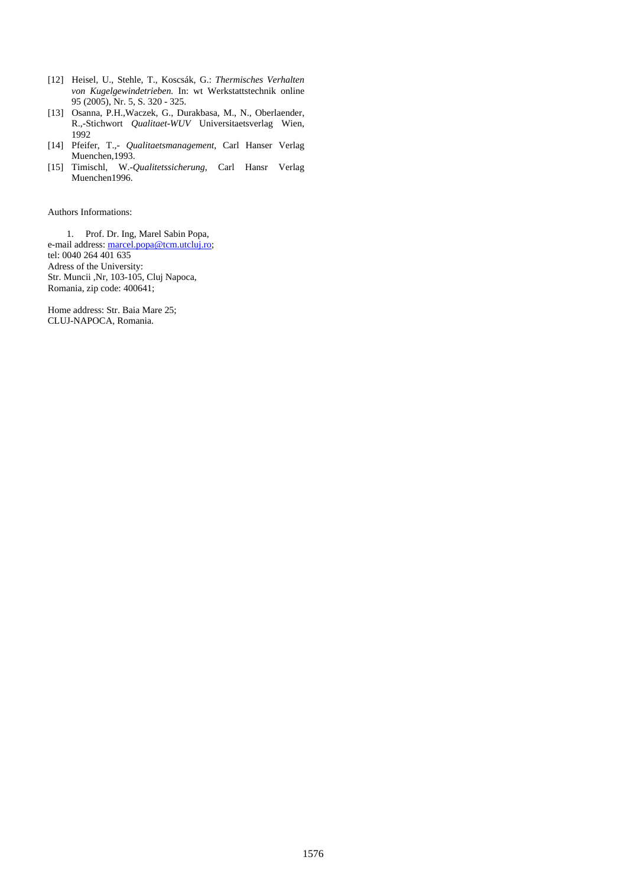[12] Heisel, U., Stehle, T., Koscsák, G.: *Thermisches Verhalten von Kugelgewindetrieben.* In: wt Werkstattstechnik online 95 (2005), Nr. 5, S. 320 - 325.

[13] Osanna, P.H.,Waczek, G., Durakbasa, M., N., Oberlaender, R.,-Stichwort *Qualitaet-WUV* Universitaetsverlag Wien, 1992

[14] Pfeifer, T.,- *Qualitaetsmanagement*, Carl Hanser Verlag Muenchen,1993.

[15] Timischl, W.-*Qualitetssicherung*, Carl Hansr Verlag Muenchen1996.

Authors Informations:

1. Prof. Dr. Ing, Marel Sabin Popa,

e-mail address: marcel.popa@tcm.utcluj.ro;
tel: 0040 264 401 635
Adress of the University:
Str. Muncii ,Nr, 103-105, Cluj Napoca,
Romania, zip code: 400641;

Home address: Str. Baia Mare 25;
CLUJ-NAPOCA, Romania.